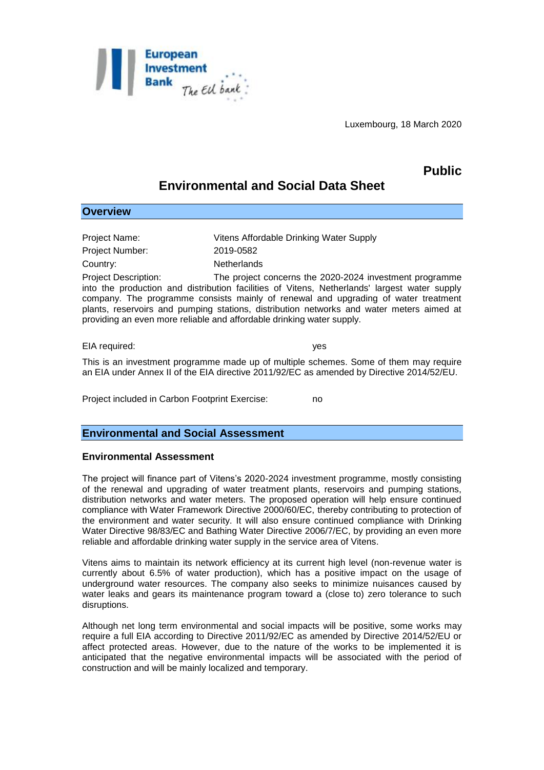Luxembourg, 18 March 2020

**Public**

# Environmental and Social Data Sheet

## Overview

Project Name: Vitens Affordable Drinking Water Supply

Project Number: 2019-0582

Country: Netherlands

Project Description: The project concerns the 2020-2024 investment programme into the production and distribution facilities of Vitens, Netherlands' largest water supply company. The programme consists mainly of renewal and upgrading of water treatment plants, reservoirs and pumping stations, distribution networks and water meters aimed at providing an even more reliable and affordable drinking water supply.

EIA required: yes

This is an investment programme made up of multiple schemes. Some of them may require an EIA under Annex II of the EIA directive 2011/92/EC as amended by Directive 2014/52/EU.

Project included in Carbon Footprint Exercise: no

## Environmental and Social Assessment

### Environmental Assessment

The project will finance part of Vitens's 2020-2024 investment programme, mostly consisting of the renewal and upgrading of water treatment plants, reservoirs and pumping stations, distribution networks and water meters. The proposed operation will help ensure continued compliance with Water Framework Directive 2000/60/EC, thereby contributing to protection of the environment and water security. It will also ensure continued compliance with Drinking Water Directive 98/83/EC and Bathing Water Directive 2006/7/EC, by providing an even more reliable and affordable drinking water supply in the service area of Vitens.

Vitens aims to maintain its network efficiency at its current high level (non-revenue water is currently about 6.5% of water production), which has a positive impact on the usage of underground water resources. The company also seeks to minimize nuisances caused by water leaks and gears its maintenance program toward a (close to) zero tolerance to such disruptions.

Although net long term environmental and social impacts will be positive, some works may require a full EIA according to Directive 2011/92/EC as amended by Directive 2014/52/EU or affect protected areas. However, due to the nature of the works to be implemented it is anticipated that the negative environmental impacts will be associated with the period of construction and will be mainly localized and temporary.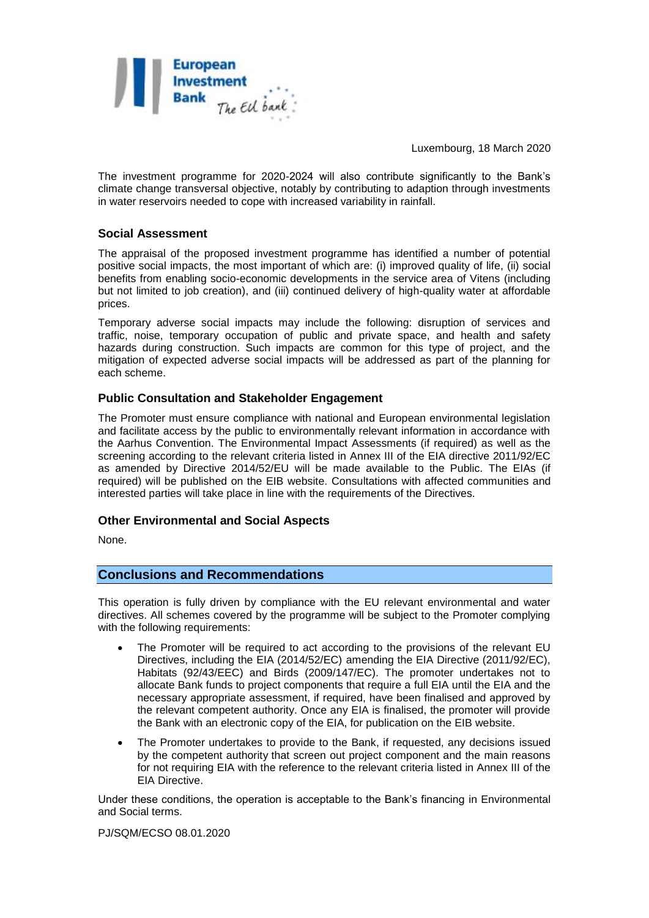Luxembourg, 18 March 2020

The investment programme for 2020-2024 will also contribute significantly to the Bank's climate change transversal objective, notably by contributing to adaption through investments in water reservoirs needed to cope with increased variability in rainfall.

### Social Assessment

The appraisal of the proposed investment programme has identified a number of potential positive social impacts, the most important of which are: (i) improved quality of life, (ii) social benefits from enabling socio-economic developments in the service area of Vitens (including but not limited to job creation), and (iii) continued delivery of high-quality water at affordable prices.

Temporary adverse social impacts may include the following: disruption of services and traffic, noise, temporary occupation of public and private space, and health and safety hazards during construction. Such impacts are common for this type of project, and the mitigation of expected adverse social impacts will be addressed as part of the planning for each scheme.

### Public Consultation and Stakeholder Engagement

The Promoter must ensure compliance with national and European environmental legislation and facilitate access by the public to environmentally relevant information in accordance with the Aarhus Convention. The Environmental Impact Assessments (if required) as well as the screening according to the relevant criteria listed in Annex III of the EIA directive 2011/92/EC as amended by Directive 2014/52/EU will be made available to the Public. The EIAs (if required) will be published on the EIB website. Consultations with affected communities and interested parties will take place in line with the requirements of the Directives.

### Other Environmental and Social Aspects

None.

## Conclusions and Recommendations

This operation is fully driven by compliance with the EU relevant environmental and water directives. All schemes covered by the programme will be subject to the Promoter complying with the following requirements:

- The Promoter will be required to act according to the provisions of the relevant EU Directives, including the EIA (2014/52/EC) amending the EIA Directive (2011/92/EC), Habitats (92/43/EEC) and Birds (2009/147/EC). The promoter undertakes not to allocate Bank funds to project components that require a full EIA until the EIA and the necessary appropriate assessment, if required, have been finalised and approved by the relevant competent authority. Once any EIA is finalised, the promoter will provide the Bank with an electronic copy of the EIA, for publication on the EIB website.
- The Promoter undertakes to provide to the Bank, if requested, any decisions issued by the competent authority that screen out project component and the main reasons for not requiring EIA with the reference to the relevant criteria listed in Annex III of the EIA Directive.

Under these conditions, the operation is acceptable to the Bank's financing in Environmental and Social terms.

PJ/SQM/ECSO 08.01.2020